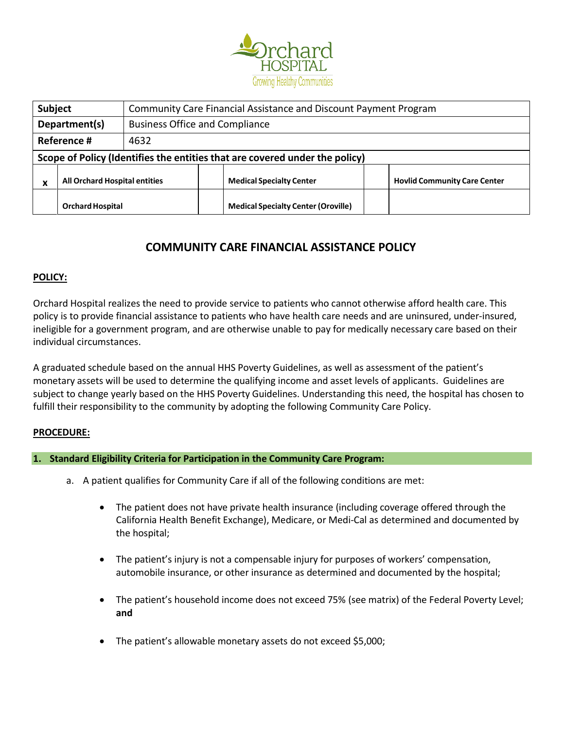| Subject | Community Care Financial Assistance and Discount Payment Program | | | | |
|---|---|---|---|---|---|
| Department(s) | Business Office and Compliance | | | | |
| Reference # | 4632 | | | | |
| **Scope of Policy (Identifies the entities that are covered under the policy)** | | | | | |
| x | **All Orchard Hospital entities** | | **Medical Specialty Center** | | **Hovlid Community Care Center** |
| | **Orchard Hospital** | | **Medical Specialty Center (Oroville)** | | |

# COMMUNITY CARE FINANCIAL ASSISTANCE POLICY

## POLICY:

Orchard Hospital realizes the need to provide service to patients who cannot otherwise afford health care. This policy is to provide financial assistance to patients who have health care needs and are uninsured, under-insured, ineligible for a government program, and are otherwise unable to pay for medically necessary care based on their individual circumstances.

A graduated schedule based on the annual HHS Poverty Guidelines, as well as assessment of the patient's monetary assets will be used to determine the qualifying income and asset levels of applicants. Guidelines are subject to change yearly based on the HHS Poverty Guidelines. Understanding this need, the hospital has chosen to fulfill their responsibility to the community by adopting the following Community Care Policy.

## PROCEDURE:

### 1. Standard Eligibility Criteria for Participation in the Community Care Program:

a. A patient qualifies for Community Care if all of the following conditions are met:

- The patient does not have private health insurance (including coverage offered through the California Health Benefit Exchange), Medicare, or Medi-Cal as determined and documented by the hospital;
- The patient's injury is not a compensable injury for purposes of workers' compensation, automobile insurance, or other insurance as determined and documented by the hospital;
- The patient's household income does not exceed 75% (see matrix) of the Federal Poverty Level; **and**
- The patient's allowable monetary assets do not exceed $5,000;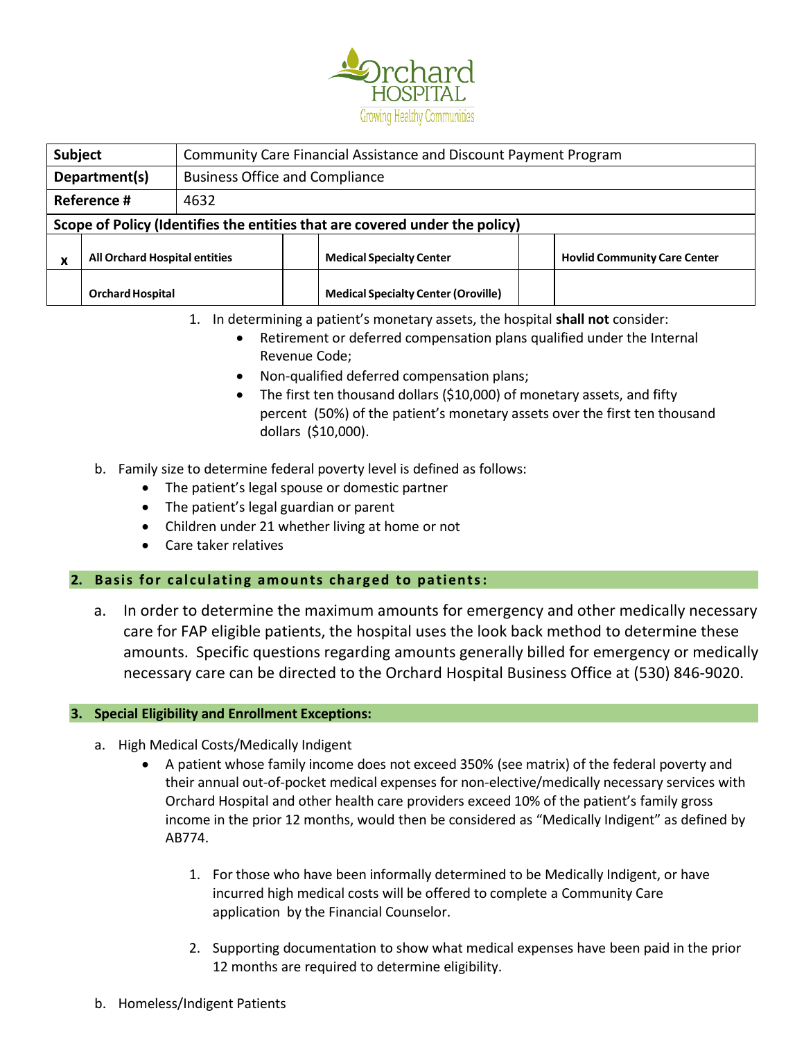1. In determining a patient's monetary assets, the hospital **shall not** consider:
   - Retirement or deferred compensation plans qualified under the Internal Revenue Code;
   - Non-qualified deferred compensation plans;
   - The first ten thousand dollars ($10,000) of monetary assets, and fifty percent (50%) of the patient's monetary assets over the first ten thousand dollars ($10,000).

b. Family size to determine federal poverty level is defined as follows:
   - The patient's legal spouse or domestic partner
   - The patient's legal guardian or parent
   - Children under 21 whether living at home or not
   - Care taker relatives

## 2. Basis for calculating amounts charged to patients:

a. In order to determine the maximum amounts for emergency and other medically necessary care for FAP eligible patients, the hospital uses the look back method to determine these amounts. Specific questions regarding amounts generally billed for emergency or medically necessary care can be directed to the Orchard Hospital Business Office at (530) 846-9020.

## 3. Special Eligibility and Enrollment Exceptions:

a. High Medical Costs/Medically Indigent
   - A patient whose family income does not exceed 350% (see matrix) of the federal poverty and their annual out-of-pocket medical expenses for non-elective/medically necessary services with Orchard Hospital and other health care providers exceed 10% of the patient's family gross income in the prior 12 months, would then be considered as "Medically Indigent" as defined by AB774.

     1. For those who have been informally determined to be Medically Indigent, or have incurred high medical costs will be offered to complete a Community Care application by the Financial Counselor.

     2. Supporting documentation to show what medical expenses have been paid in the prior 12 months are required to determine eligibility.

b. Homeless/Indigent Patients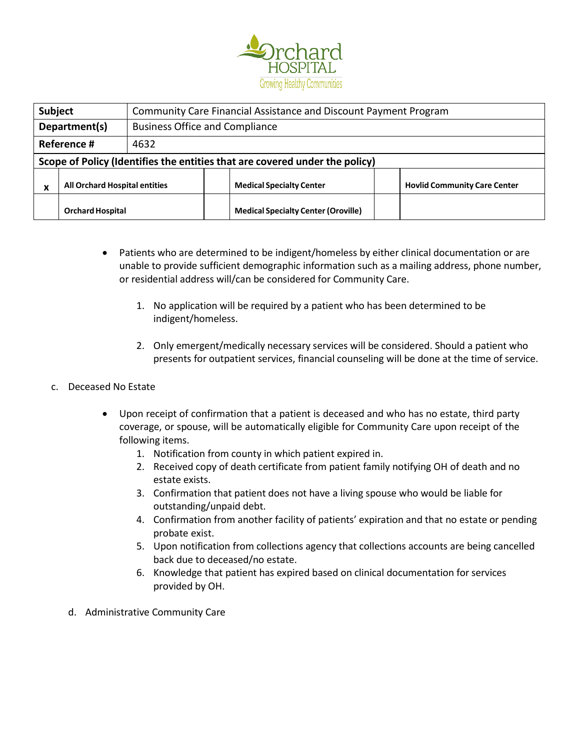- Patients who are determined to be indigent/homeless by either clinical documentation or are unable to provide sufficient demographic information such as a mailing address, phone number, or residential address will/can be considered for Community Care.

    1. No application will be required by a patient who has been determined to be indigent/homeless.

    2. Only emergent/medically necessary services will be considered. Should a patient who presents for outpatient services, financial counseling will be done at the time of service.

c. Deceased No Estate

- Upon receipt of confirmation that a patient is deceased and who has no estate, third party coverage, or spouse, will be automatically eligible for Community Care upon receipt of the following items.
    1. Notification from county in which patient expired in.
    2. Received copy of death certificate from patient family notifying OH of death and no estate exists.
    3. Confirmation that patient does not have a living spouse who would be liable for outstanding/unpaid debt.
    4. Confirmation from another facility of patients' expiration and that no estate or pending probate exist.
    5. Upon notification from collections agency that collections accounts are being cancelled back due to deceased/no estate.
    6. Knowledge that patient has expired based on clinical documentation for services provided by OH.

d. Administrative Community Care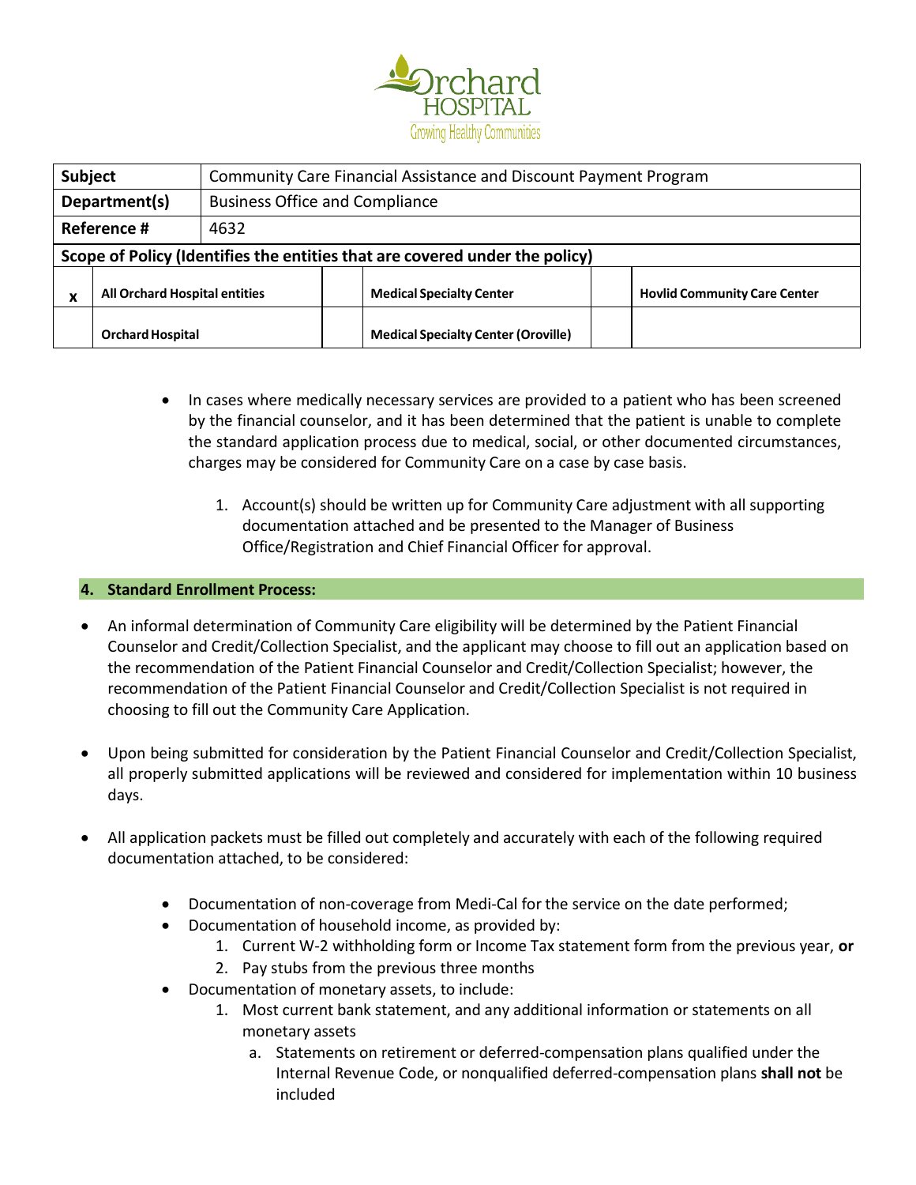- In cases where medically necessary services are provided to a patient who has been screened by the financial counselor, and it has been determined that the patient is unable to complete the standard application process due to medical, social, or other documented circumstances, charges may be considered for Community Care on a case by case basis.

  1. Account(s) should be written up for Community Care adjustment with all supporting documentation attached and be presented to the Manager of Business Office/Registration and Chief Financial Officer for approval.

## 4. Standard Enrollment Process:

- An informal determination of Community Care eligibility will be determined by the Patient Financial Counselor and Credit/Collection Specialist, and the applicant may choose to fill out an application based on the recommendation of the Patient Financial Counselor and Credit/Collection Specialist; however, the recommendation of the Patient Financial Counselor and Credit/Collection Specialist is not required in choosing to fill out the Community Care Application.

- Upon being submitted for consideration by the Patient Financial Counselor and Credit/Collection Specialist, all properly submitted applications will be reviewed and considered for implementation within 10 business days.

- All application packets must be filled out completely and accurately with each of the following required documentation attached, to be considered:

  - Documentation of non-coverage from Medi-Cal for the service on the date performed;
  - Documentation of household income, as provided by:
    1. Current W-2 withholding form or Income Tax statement form from the previous year, **or**
    2. Pay stubs from the previous three months
  - Documentation of monetary assets, to include:
    1. Most current bank statement, and any additional information or statements on all monetary assets
       a. Statements on retirement or deferred-compensation plans qualified under the Internal Revenue Code, or nonqualified deferred-compensation plans **shall not** be included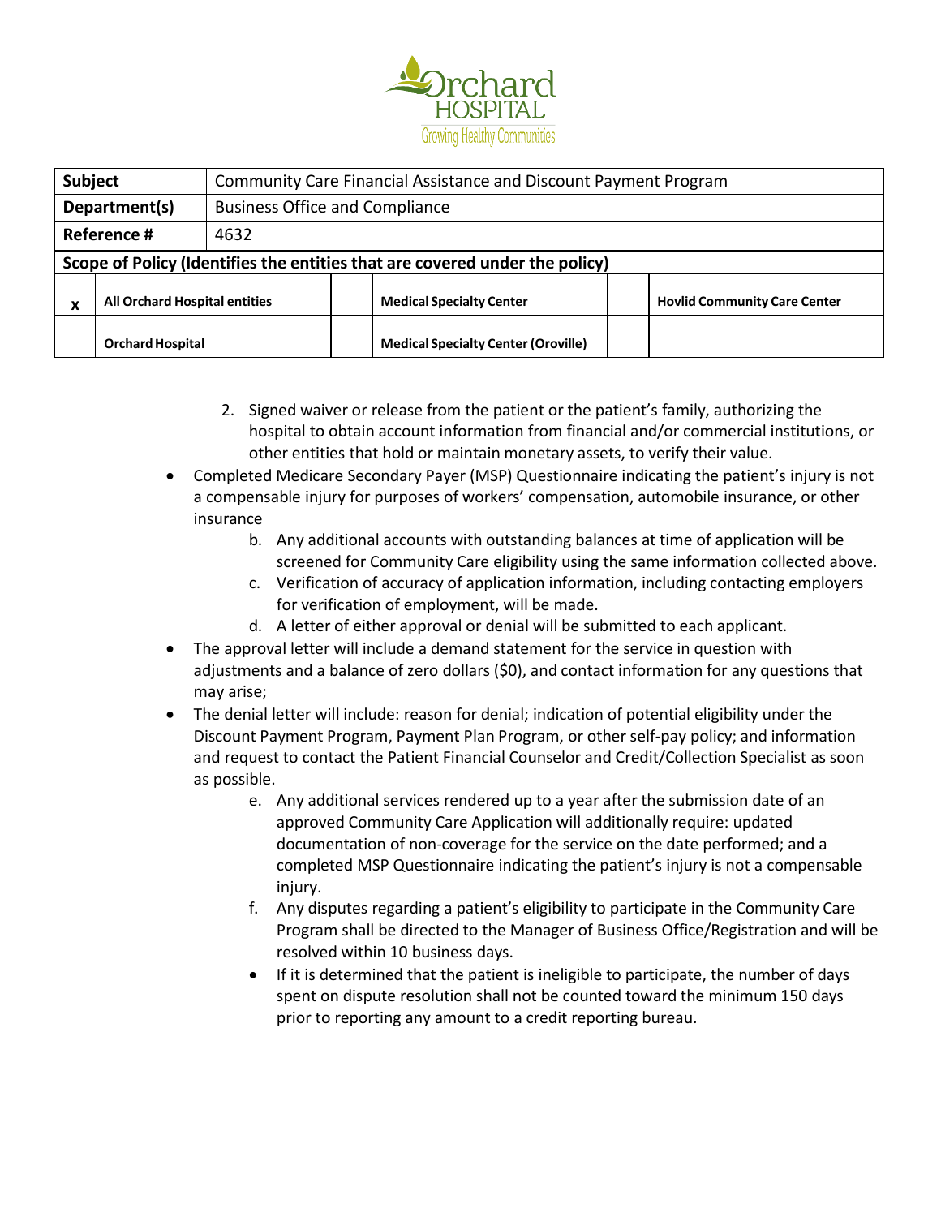| Subject | Community Care Financial Assistance and Discount Payment Program | | | | |
|---|---|---|---|---|---|
| Department(s) | Business Office and Compliance | | | | |
| Reference # | 4632 | | | | |
| **Scope of Policy (Identifies the entities that are covered under the policy)** | | | | | |
| x | **All Orchard Hospital entities** | | **Medical Specialty Center** | | **Hovlid Community Care Center** |
| | **Orchard Hospital** | | **Medical Specialty Center (Oroville)** | | |

2. Signed waiver or release from the patient or the patient's family, authorizing the hospital to obtain account information from financial and/or commercial institutions, or other entities that hold or maintain monetary assets, to verify their value.

- Completed Medicare Secondary Payer (MSP) Questionnaire indicating the patient's injury is not a compensable injury for purposes of workers' compensation, automobile insurance, or other insurance

b. Any additional accounts with outstanding balances at time of application will be screened for Community Care eligibility using the same information collected above.

c. Verification of accuracy of application information, including contacting employers for verification of employment, will be made.

d. A letter of either approval or denial will be submitted to each applicant.

- The approval letter will include a demand statement for the service in question with adjustments and a balance of zero dollars ($0), and contact information for any questions that may arise;
- The denial letter will include: reason for denial; indication of potential eligibility under the Discount Payment Program, Payment Plan Program, or other self-pay policy; and information and request to contact the Patient Financial Counselor and Credit/Collection Specialist as soon as possible.

e. Any additional services rendered up to a year after the submission date of an approved Community Care Application will additionally require: updated documentation of non-coverage for the service on the date performed; and a completed MSP Questionnaire indicating the patient's injury is not a compensable injury.

f. Any disputes regarding a patient's eligibility to participate in the Community Care Program shall be directed to the Manager of Business Office/Registration and will be resolved within 10 business days.

- If it is determined that the patient is ineligible to participate, the number of days spent on dispute resolution shall not be counted toward the minimum 150 days prior to reporting any amount to a credit reporting bureau.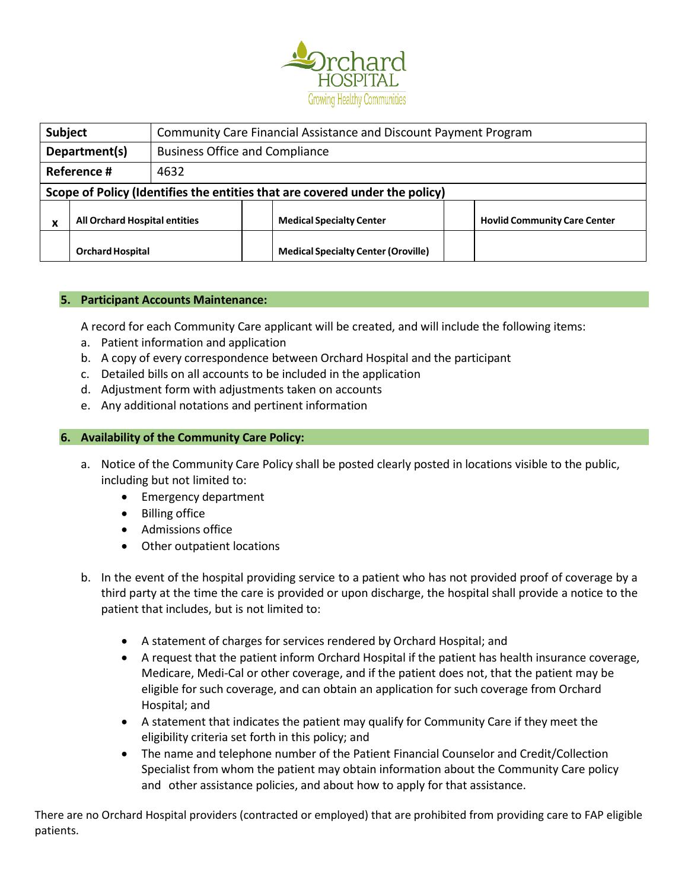| Subject | Community Care Financial Assistance and Discount Payment Program | | | | |
|---|---|---|---|---|---|
| **Department(s)** | Business Office and Compliance | | | | |
| **Reference #** | 4632 | | | | |
| **Scope of Policy (Identifies the entities that are covered under the policy)** | | | | | |
| x | **All Orchard Hospital entities** | | **Medical Specialty Center** | | **Hovlid Community Care Center** |
| | **Orchard Hospital** | | **Medical Specialty Center (Oroville)** | | |

## 5. Participant Accounts Maintenance:

A record for each Community Care applicant will be created, and will include the following items:

a. Patient information and application
b. A copy of every correspondence between Orchard Hospital and the participant
c. Detailed bills on all accounts to be included in the application
d. Adjustment form with adjustments taken on accounts
e. Any additional notations and pertinent information

## 6. Availability of the Community Care Policy:

a. Notice of the Community Care Policy shall be posted clearly posted in locations visible to the public, including but not limited to:
   - Emergency department
   - Billing office
   - Admissions office
   - Other outpatient locations

b. In the event of the hospital providing service to a patient who has not provided proof of coverage by a third party at the time the care is provided or upon discharge, the hospital shall provide a notice to the patient that includes, but is not limited to:

   - A statement of charges for services rendered by Orchard Hospital; and
   - A request that the patient inform Orchard Hospital if the patient has health insurance coverage, Medicare, Medi-Cal or other coverage, and if the patient does not, that the patient may be eligible for such coverage, and can obtain an application for such coverage from Orchard Hospital; and
   - A statement that indicates the patient may qualify for Community Care if they meet the eligibility criteria set forth in this policy; and
   - The name and telephone number of the Patient Financial Counselor and Credit/Collection Specialist from whom the patient may obtain information about the Community Care policy and other assistance policies, and about how to apply for that assistance.

There are no Orchard Hospital providers (contracted or employed) that are prohibited from providing care to FAP eligible patients.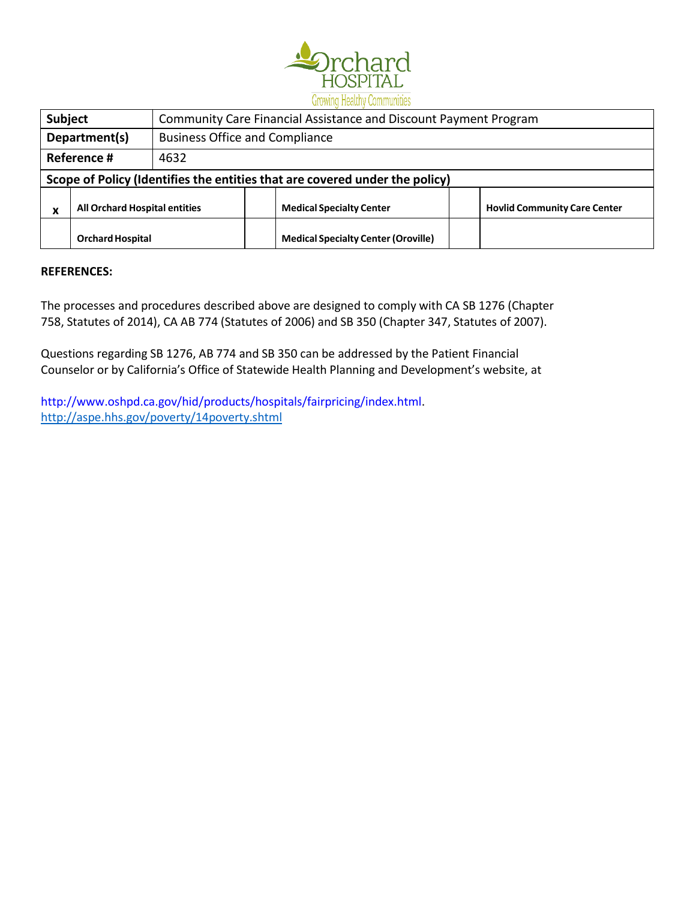| Subject | Community Care Financial Assistance and Discount Payment Program | | | | |
|---|---|---|---|---|---|
| **Department(s)** | Business Office and Compliance | | | | |
| **Reference #** | 4632 | | | | |
| **Scope of Policy (Identifies the entities that are covered under the policy)** | | | | | |
| x | **All Orchard Hospital entities** | | **Medical Specialty Center** | | **Hovlid Community Care Center** |
| | **Orchard Hospital** | | **Medical Specialty Center (Oroville)** | | |

**REFERENCES:**

The processes and procedures described above are designed to comply with CA SB 1276 (Chapter 758, Statutes of 2014), CA AB 774 (Statutes of 2006) and SB 350 (Chapter 347, Statutes of 2007).

Questions regarding SB 1276, AB 774 and SB 350 can be addressed by the Patient Financial Counselor or by California's Office of Statewide Health Planning and Development's website, at

http://www.oshpd.ca.gov/hid/products/hospitals/fairpricing/index.html.
http://aspe.hhs.gov/poverty/14poverty.shtml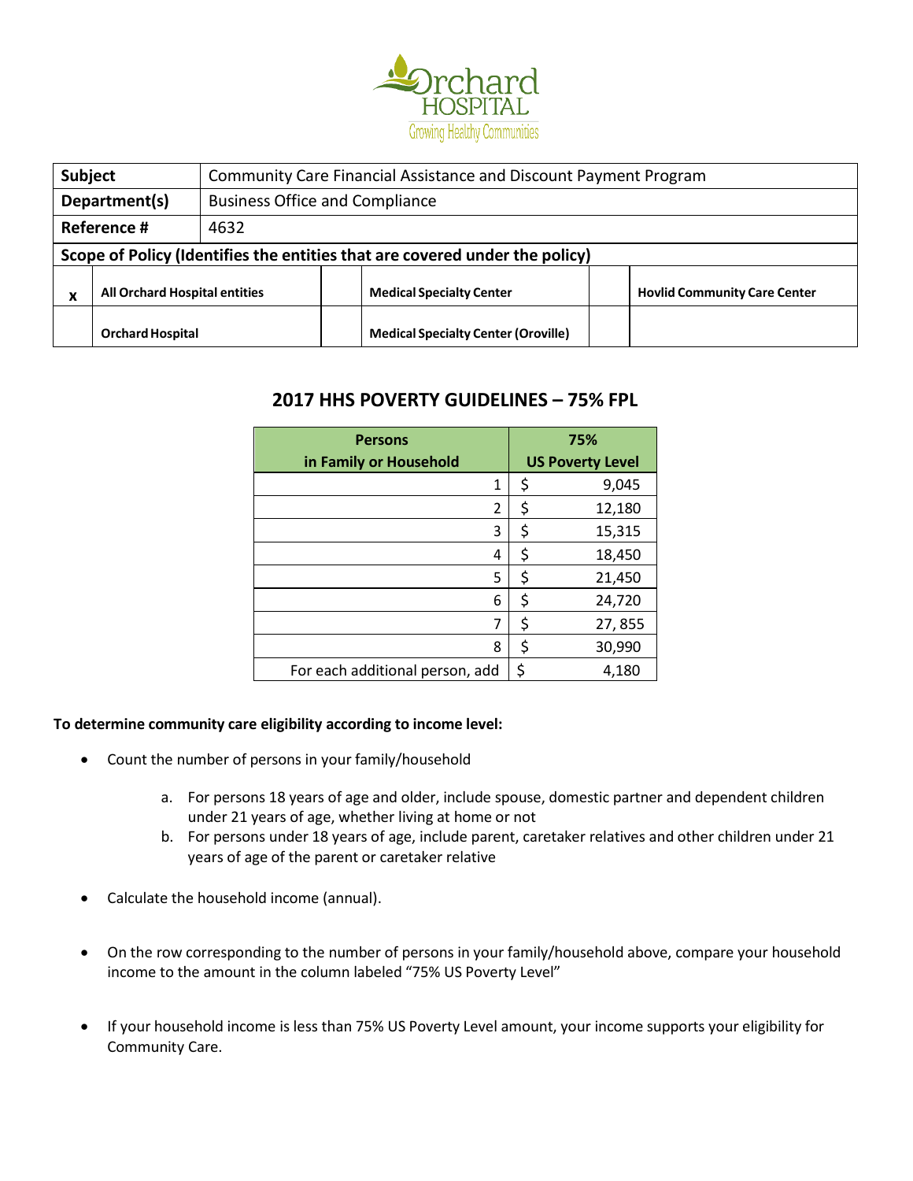Orchard HOSPITAL
Growing Healthy Communities

| Subject | Community Care Financial Assistance and Discount Payment Program | | | | |
|---|---|---|---|---|---|
| Department(s) | Business Office and Compliance | | | | |
| Reference # | 4632 | | | | |
| **Scope of Policy (Identifies the entities that are covered under the policy)** | | | | | |
| x | **All Orchard Hospital entities** | | **Medical Specialty Center** | | **Hovlid Community Care Center** |
| | **Orchard Hospital** | | **Medical Specialty Center (Oroville)** | | |

## 2017 HHS POVERTY GUIDELINES – 75% FPL

| Persons in Family or Household | 75% US Poverty Level |
|---:|---:|
| 1 | $ 9,045 |
| 2 | $ 12,180 |
| 3 | $ 15,315 |
| 4 | $ 18,450 |
| 5 | $ 21,450 |
| 6 | $ 24,720 |
| 7 | $ 27, 855 |
| 8 | $ 30,990 |
| For each additional person, add | $ 4,180 |

**To determine community care eligibility according to income level:**

- Count the number of persons in your family/household
  - a. For persons 18 years of age and older, include spouse, domestic partner and dependent children under 21 years of age, whether living at home or not
  - b. For persons under 18 years of age, include parent, caretaker relatives and other children under 21 years of age of the parent or caretaker relative
- Calculate the household income (annual).
- On the row corresponding to the number of persons in your family/household above, compare your household income to the amount in the column labeled "75% US Poverty Level"
- If your household income is less than 75% US Poverty Level amount, your income supports your eligibility for Community Care.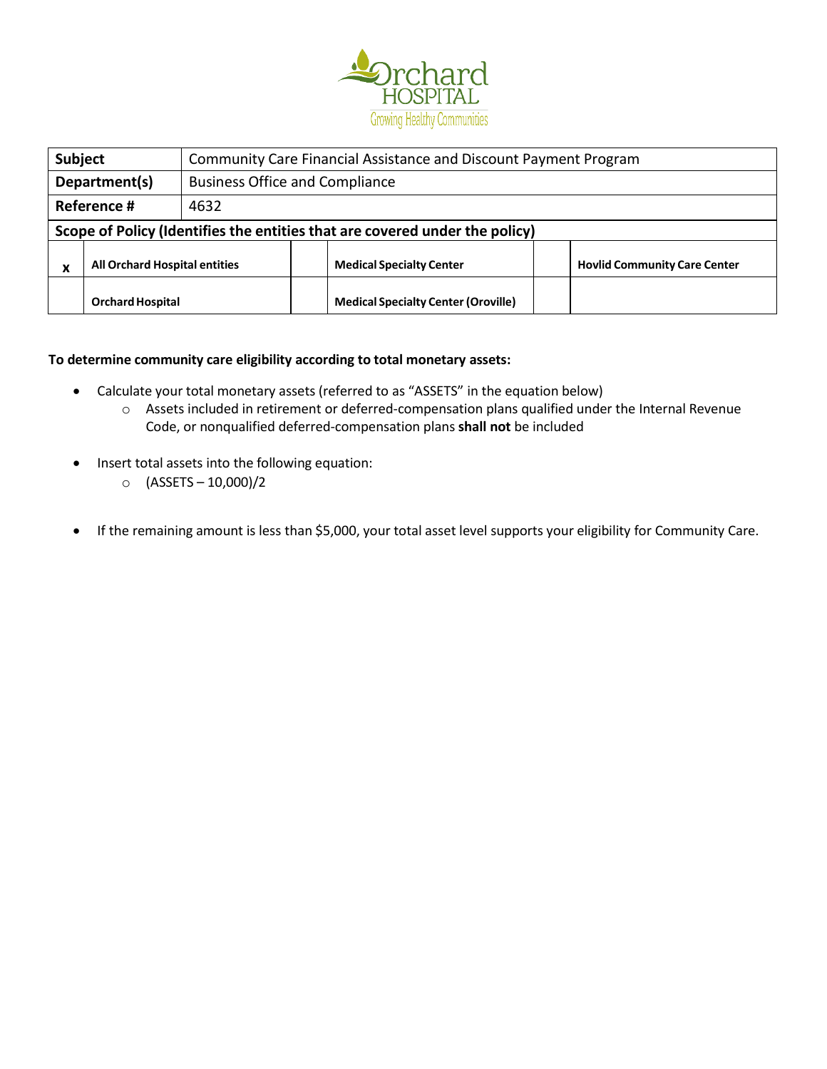| **Subject** | Community Care Financial Assistance and Discount Payment Program | | | | |
|---|---|---|---|---|---|
| **Department(s)** | Business Office and Compliance | | | | |
| **Reference #** | 4632 | | | | |
| **Scope of Policy (Identifies the entities that are covered under the policy)** | | | | | |
| x | **All Orchard Hospital entities** | | **Medical Specialty Center** | | **Hovlid Community Care Center** |
| | **Orchard Hospital** | | **Medical Specialty Center (Oroville)** | | |

**To determine community care eligibility according to total monetary assets:**

- Calculate your total monetary assets (referred to as "ASSETS" in the equation below)
  - Assets included in retirement or deferred-compensation plans qualified under the Internal Revenue Code, or nonqualified deferred-compensation plans **shall not** be included
- Insert total assets into the following equation:
  - (ASSETS – 10,000)/2
- If the remaining amount is less than $5,000, your total asset level supports your eligibility for Community Care.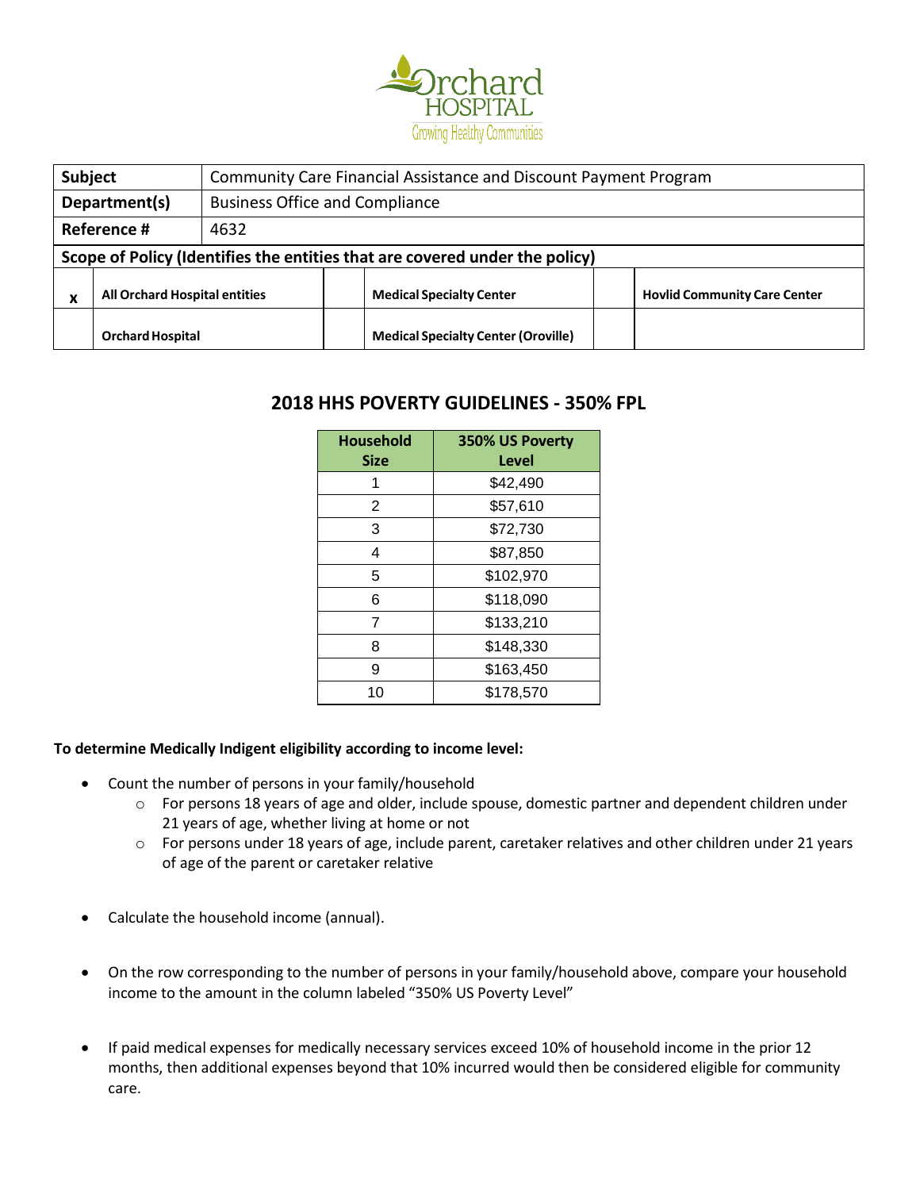| Subject | Community Care Financial Assistance and Discount Payment Program | | | | |
|---|---|---|---|---|---|
| Department(s) | Business Office and Compliance | | | | |
| Reference # | 4632 | | | | |
| **Scope of Policy (Identifies the entities that are covered under the policy)** | | | | | |
| x | **All Orchard Hospital entities** | | **Medical Specialty Center** | | **Hovlid Community Care Center** |
| | **Orchard Hospital** | | **Medical Specialty Center (Oroville)** | | |

## 2018 HHS POVERTY GUIDELINES - 350% FPL

| Household Size | 350% US Poverty Level |
|---|---|
| 1 | $42,490 |
| 2 | $57,610 |
| 3 | $72,730 |
| 4 | $87,850 |
| 5 | $102,970 |
| 6 | $118,090 |
| 7 | $133,210 |
| 8 | $148,330 |
| 9 | $163,450 |
| 10 | $178,570 |

**To determine Medically Indigent eligibility according to income level:**

- Count the number of persons in your family/household
  - For persons 18 years of age and older, include spouse, domestic partner and dependent children under 21 years of age, whether living at home or not
  - For persons under 18 years of age, include parent, caretaker relatives and other children under 21 years of age of the parent or caretaker relative
- Calculate the household income (annual).
- On the row corresponding to the number of persons in your family/household above, compare your household income to the amount in the column labeled "350% US Poverty Level"
- If paid medical expenses for medically necessary services exceed 10% of household income in the prior 12 months, then additional expenses beyond that 10% incurred would then be considered eligible for community care.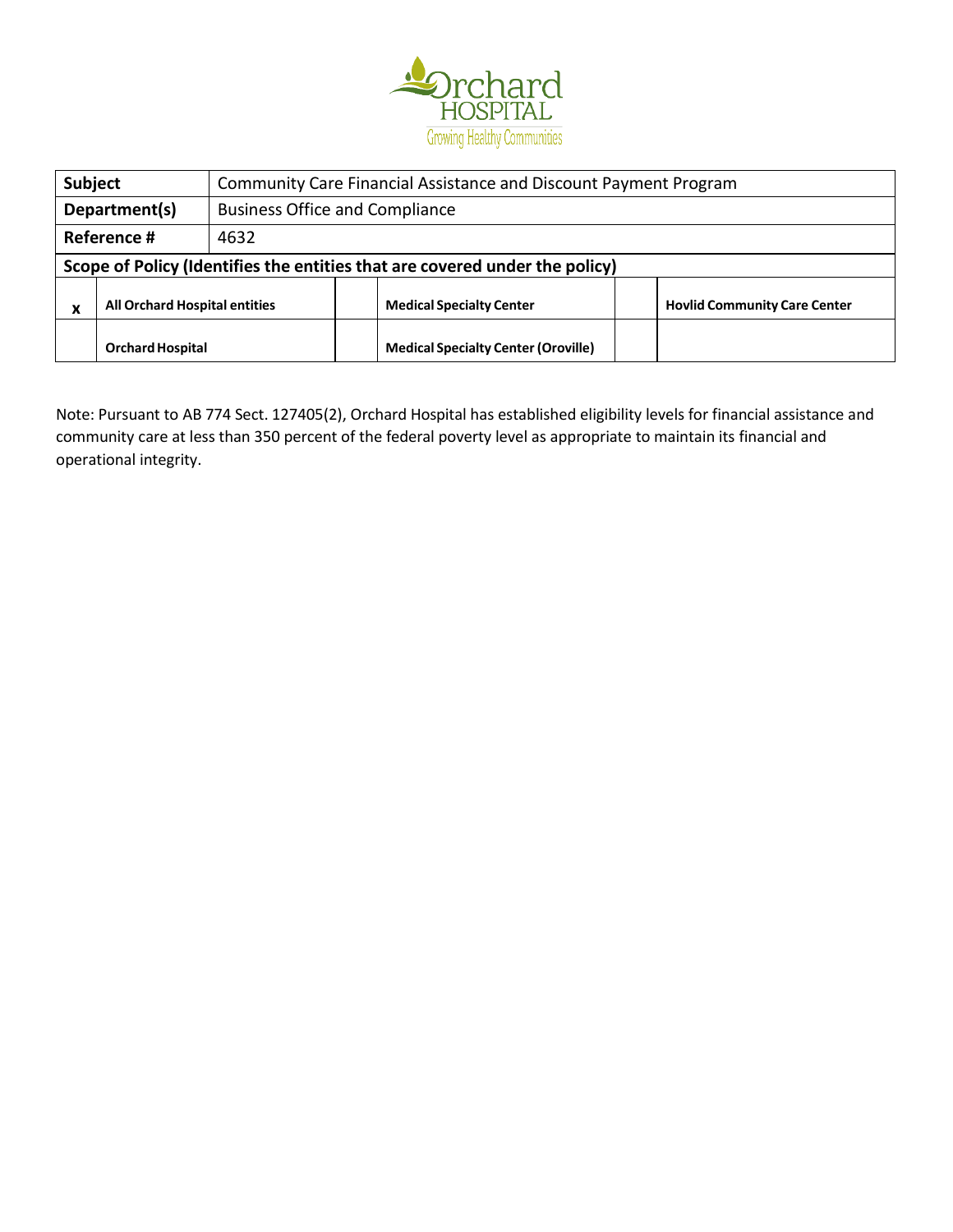Orchard HOSPITAL

Growing Healthy Communities

| Subject | | Community Care Financial Assistance and Discount Payment Program | | | |
|---|---|---|---|---|---|
| **Department(s)** | | Business Office and Compliance | | | |
| **Reference #** | | 4632 | | | |
| **Scope of Policy (Identifies the entities that are covered under the policy)** | | | | | |
| x | **All Orchard Hospital entities** | | **Medical Specialty Center** | | **Hovlid Community Care Center** |
| | **Orchard Hospital** | | **Medical Specialty Center (Oroville)** | | |

Note: Pursuant to AB 774 Sect. 127405(2), Orchard Hospital has established eligibility levels for financial assistance and community care at less than 350 percent of the federal poverty level as appropriate to maintain its financial and operational integrity.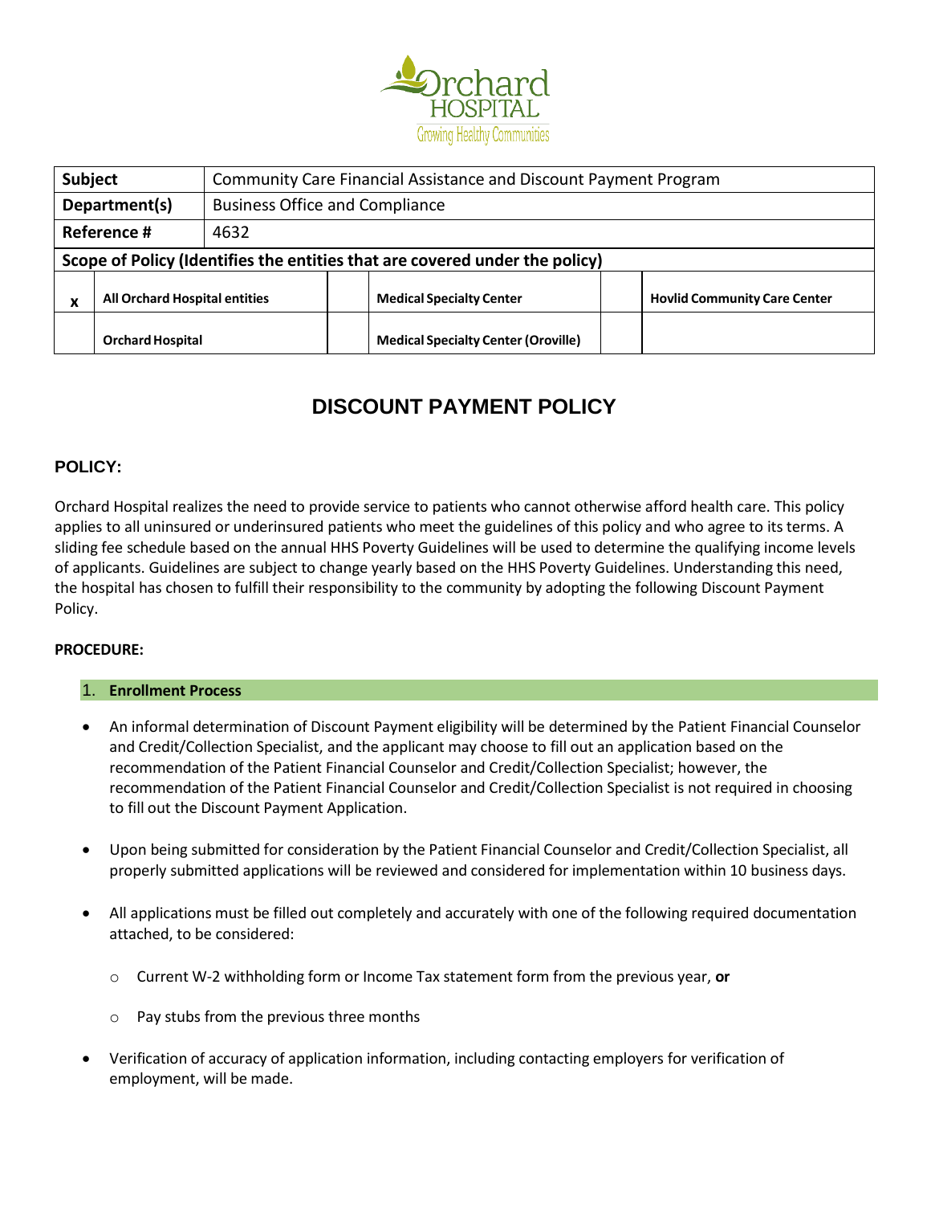| Subject | Community Care Financial Assistance and Discount Payment Program | | | | |
|---|---|---|---|---|---|
| **Department(s)** | Business Office and Compliance | | | | |
| **Reference #** | 4632 | | | | |
| **Scope of Policy (Identifies the entities that are covered under the policy)** | | | | | |
| x | **All Orchard Hospital entities** | | **Medical Specialty Center** | | **Hovlid Community Care Center** |
| | **Orchard Hospital** | | **Medical Specialty Center (Oroville)** | | |

# DISCOUNT PAYMENT POLICY

## POLICY:

Orchard Hospital realizes the need to provide service to patients who cannot otherwise afford health care. This policy applies to all uninsured or underinsured patients who meet the guidelines of this policy and who agree to its terms. A sliding fee schedule based on the annual HHS Poverty Guidelines will be used to determine the qualifying income levels of applicants. Guidelines are subject to change yearly based on the HHS Poverty Guidelines. Understanding this need, the hospital has chosen to fulfill their responsibility to the community by adopting the following Discount Payment Policy.

**PROCEDURE:**

### 1. Enrollment Process

- An informal determination of Discount Payment eligibility will be determined by the Patient Financial Counselor and Credit/Collection Specialist, and the applicant may choose to fill out an application based on the recommendation of the Patient Financial Counselor and Credit/Collection Specialist; however, the recommendation of the Patient Financial Counselor and Credit/Collection Specialist is not required in choosing to fill out the Discount Payment Application.

- Upon being submitted for consideration by the Patient Financial Counselor and Credit/Collection Specialist, all properly submitted applications will be reviewed and considered for implementation within 10 business days.

- All applications must be filled out completely and accurately with one of the following required documentation attached, to be considered:

  - Current W-2 withholding form or Income Tax statement form from the previous year, **or**

  - Pay stubs from the previous three months

- Verification of accuracy of application information, including contacting employers for verification of employment, will be made.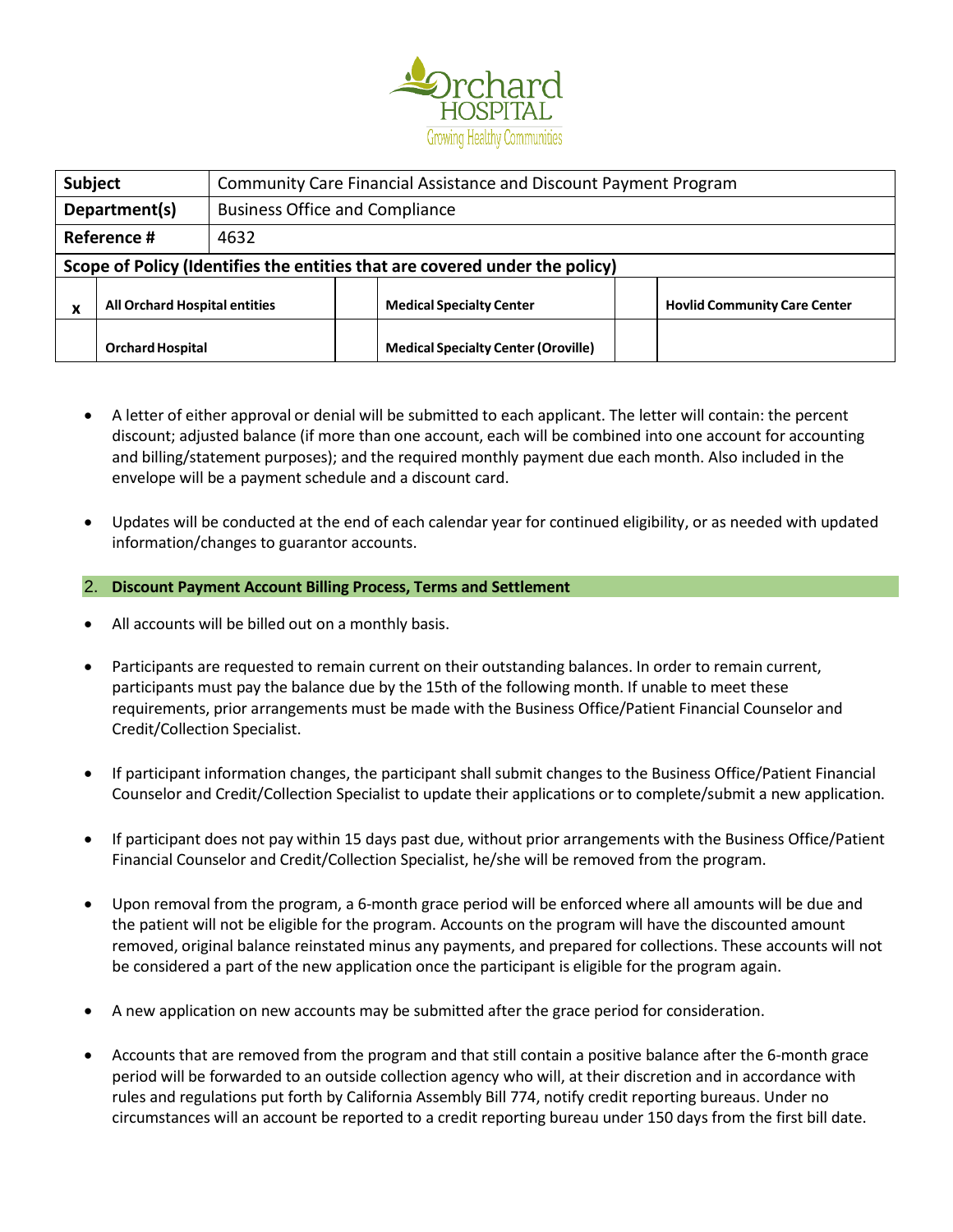| Subject | Community Care Financial Assistance and Discount Payment Program | | | | |
|---|---|---|---|---|---|
| Department(s) | Business Office and Compliance | | | | |
| Reference # | 4632 | | | | |
| Scope of Policy (Identifies the entities that are covered under the policy) | | | | | |
| x | All Orchard Hospital entities | | Medical Specialty Center | | Hovlid Community Care Center |
| | Orchard Hospital | | Medical Specialty Center (Oroville) | | |

- A letter of either approval or denial will be submitted to each applicant. The letter will contain: the percent discount; adjusted balance (if more than one account, each will be combined into one account for accounting and billing/statement purposes); and the required monthly payment due each month. Also included in the envelope will be a payment schedule and a discount card.
- Updates will be conducted at the end of each calendar year for continued eligibility, or as needed with updated information/changes to guarantor accounts.

## 2. Discount Payment Account Billing Process, Terms and Settlement

- All accounts will be billed out on a monthly basis.
- Participants are requested to remain current on their outstanding balances. In order to remain current, participants must pay the balance due by the 15th of the following month. If unable to meet these requirements, prior arrangements must be made with the Business Office/Patient Financial Counselor and Credit/Collection Specialist.
- If participant information changes, the participant shall submit changes to the Business Office/Patient Financial Counselor and Credit/Collection Specialist to update their applications or to complete/submit a new application.
- If participant does not pay within 15 days past due, without prior arrangements with the Business Office/Patient Financial Counselor and Credit/Collection Specialist, he/she will be removed from the program.
- Upon removal from the program, a 6-month grace period will be enforced where all amounts will be due and the patient will not be eligible for the program. Accounts on the program will have the discounted amount removed, original balance reinstated minus any payments, and prepared for collections. These accounts will not be considered a part of the new application once the participant is eligible for the program again.
- A new application on new accounts may be submitted after the grace period for consideration.
- Accounts that are removed from the program and that still contain a positive balance after the 6-month grace period will be forwarded to an outside collection agency who will, at their discretion and in accordance with rules and regulations put forth by California Assembly Bill 774, notify credit reporting bureaus. Under no circumstances will an account be reported to a credit reporting bureau under 150 days from the first bill date.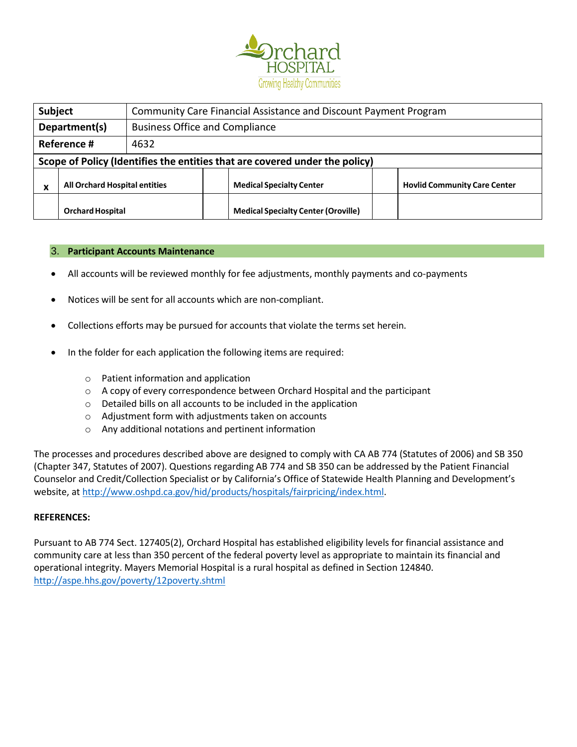| Subject | Community Care Financial Assistance and Discount Payment Program | | | | |
|---|---|---|---|---|---|
| Department(s) | Business Office and Compliance | | | | |
| Reference # | 4632 | | | | |
| Scope of Policy (Identifies the entities that are covered under the policy) | | | | | |
| x | All Orchard Hospital entities | | Medical Specialty Center | | Hovlid Community Care Center |
| | Orchard Hospital | | Medical Specialty Center (Oroville) | | |

### 3. Participant Accounts Maintenance

- All accounts will be reviewed monthly for fee adjustments, monthly payments and co-payments
- Notices will be sent for all accounts which are non-compliant.
- Collections efforts may be pursued for accounts that violate the terms set herein.
- In the folder for each application the following items are required:
  - Patient information and application
  - A copy of every correspondence between Orchard Hospital and the participant
  - Detailed bills on all accounts to be included in the application
  - Adjustment form with adjustments taken on accounts
  - Any additional notations and pertinent information

The processes and procedures described above are designed to comply with CA AB 774 (Statutes of 2006) and SB 350 (Chapter 347, Statutes of 2007). Questions regarding AB 774 and SB 350 can be addressed by the Patient Financial Counselor and Credit/Collection Specialist or by California's Office of Statewide Health Planning and Development's website, at http://www.oshpd.ca.gov/hid/products/hospitals/fairpricing/index.html.

**REFERENCES:**

Pursuant to AB 774 Sect. 127405(2), Orchard Hospital has established eligibility levels for financial assistance and community care at less than 350 percent of the federal poverty level as appropriate to maintain its financial and operational integrity. Mayers Memorial Hospital is a rural hospital as defined in Section 124840.
http://aspe.hhs.gov/poverty/12poverty.shtml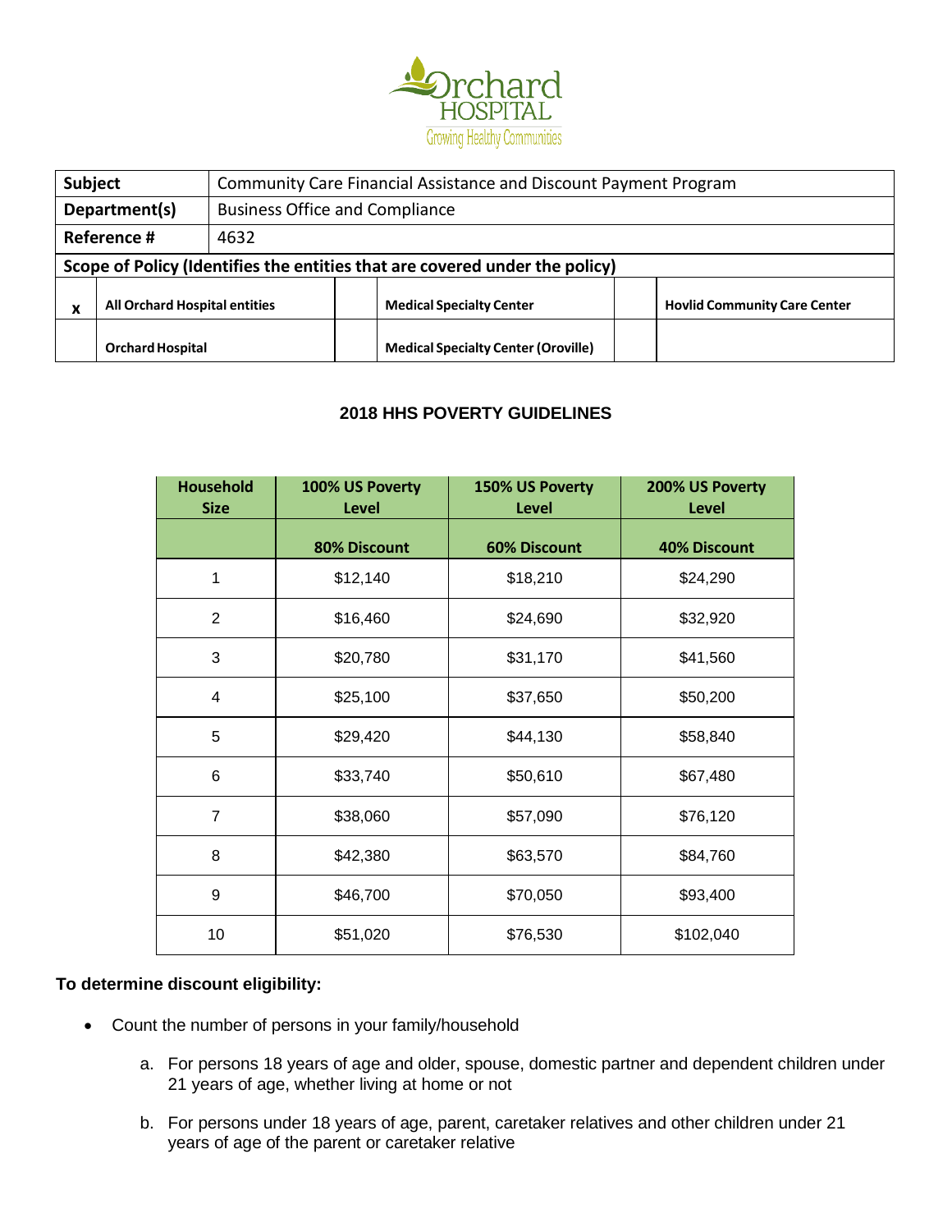| Subject | Community Care Financial Assistance and Discount Payment Program | | | | |
|---|---|---|---|---|---|
| Department(s) | Business Office and Compliance | | | | |
| Reference # | 4632 | | | | |
| Scope of Policy (Identifies the entities that are covered under the policy) | | | | | |
| x | All Orchard Hospital entities | | Medical Specialty Center | | Hovlid Community Care Center |
| | Orchard Hospital | | Medical Specialty Center (Oroville) | | |

## 2018 HHS POVERTY GUIDELINES

| Household Size | 100% US Poverty Level | 150% US Poverty Level | 200% US Poverty Level |
|---|---|---|---|
| | 80% Discount | 60% Discount | 40% Discount |
| 1 | $12,140 | $18,210 | $24,290 |
| 2 | $16,460 | $24,690 | $32,920 |
| 3 | $20,780 | $31,170 | $41,560 |
| 4 | $25,100 | $37,650 | $50,200 |
| 5 | $29,420 | $44,130 | $58,840 |
| 6 | $33,740 | $50,610 | $67,480 |
| 7 | $38,060 | $57,090 | $76,120 |
| 8 | $42,380 | $63,570 | $84,760 |
| 9 | $46,700 | $70,050 | $93,400 |
| 10 | $51,020 | $76,530 | $102,040 |

**To determine discount eligibility:**

- Count the number of persons in your family/household
  a. For persons 18 years of age and older, spouse, domestic partner and dependent children under 21 years of age, whether living at home or not
  b. For persons under 18 years of age, parent, caretaker relatives and other children under 21 years of age of the parent or caretaker relative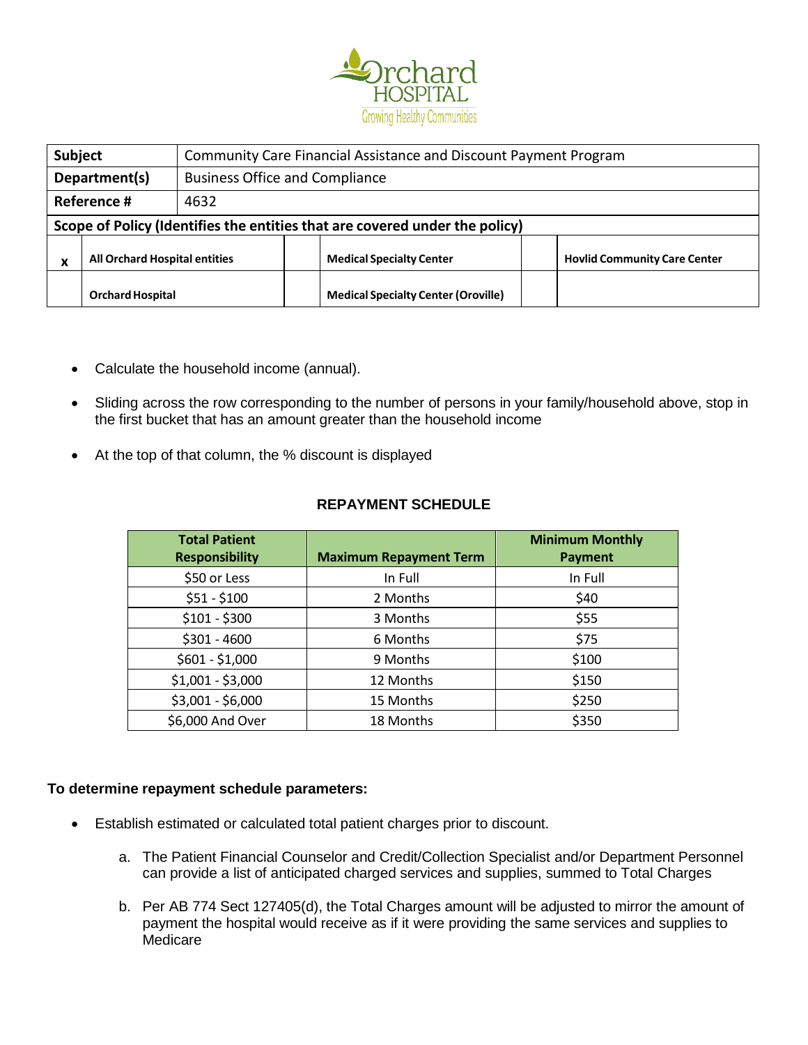| Subject | Community Care Financial Assistance and Discount Payment Program | | | | |
|---|---|---|---|---|---|
| Department(s) | Business Office and Compliance | | | | |
| Reference # | 4632 | | | | |
| **Scope of Policy (Identifies the entities that are covered under the policy)** | | | | | |
| x | **All Orchard Hospital entities** | | **Medical Specialty Center** | | **Hovlid Community Care Center** |
| | **Orchard Hospital** | | **Medical Specialty Center (Oroville)** | | |

- Calculate the household income (annual).
- Sliding across the row corresponding to the number of persons in your family/household above, stop in the first bucket that has an amount greater than the household income
- At the top of that column, the % discount is displayed

## REPAYMENT SCHEDULE

| Total Patient Responsibility | Maximum Repayment Term | Minimum Monthly Payment |
|---|---|---|
| $50 or Less | In Full | In Full |
| $51 - $100 | 2 Months | $40 |
| $101 - $300 | 3 Months | $55 |
| $301 - 4600 | 6 Months | $75 |
| $601 - $1,000 | 9 Months | $100 |
| $1,001 - $3,000 | 12 Months | $150 |
| $3,001 - $6,000 | 15 Months | $250 |
| $6,000 And Over | 18 Months | $350 |

**To determine repayment schedule parameters:**

- Establish estimated or calculated total patient charges prior to discount.
  a. The Patient Financial Counselor and Credit/Collection Specialist and/or Department Personnel can provide a list of anticipated charged services and supplies, summed to Total Charges
  b. Per AB 774 Sect 127405(d), the Total Charges amount will be adjusted to mirror the amount of payment the hospital would receive as if it were providing the same services and supplies to Medicare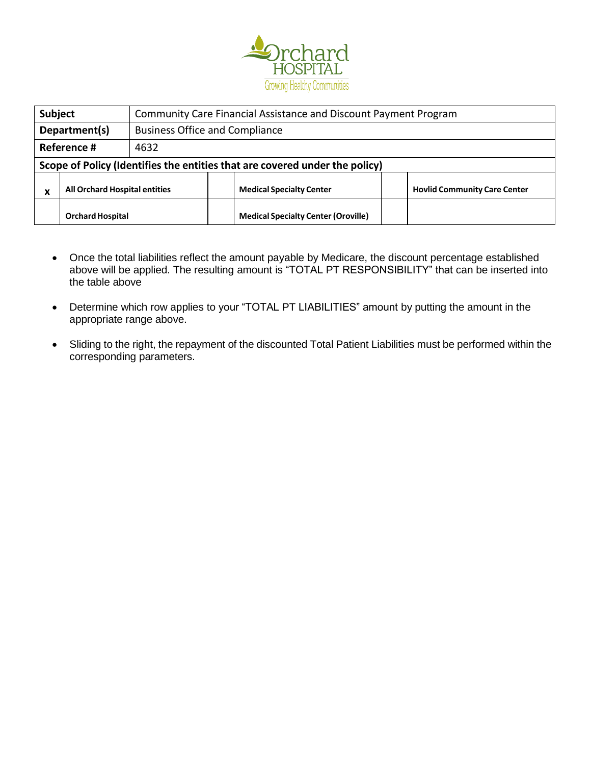| Subject | Community Care Financial Assistance and Discount Payment Program | | | | |
|---|---|---|---|---|---|
| **Department(s)** | Business Office and Compliance | | | | |
| **Reference #** | 4632 | | | | |
| **Scope of Policy (Identifies the entities that are covered under the policy)** | | | | | |
| x | **All Orchard Hospital entities** | | **Medical Specialty Center** | | **Hovlid Community Care Center** |
| | **Orchard Hospital** | | **Medical Specialty Center (Oroville)** | | |

- Once the total liabilities reflect the amount payable by Medicare, the discount percentage established above will be applied. The resulting amount is "TOTAL PT RESPONSIBILITY" that can be inserted into the table above

- Determine which row applies to your "TOTAL PT LIABILITIES" amount by putting the amount in the appropriate range above.

- Sliding to the right, the repayment of the discounted Total Patient Liabilities must be performed within the corresponding parameters.